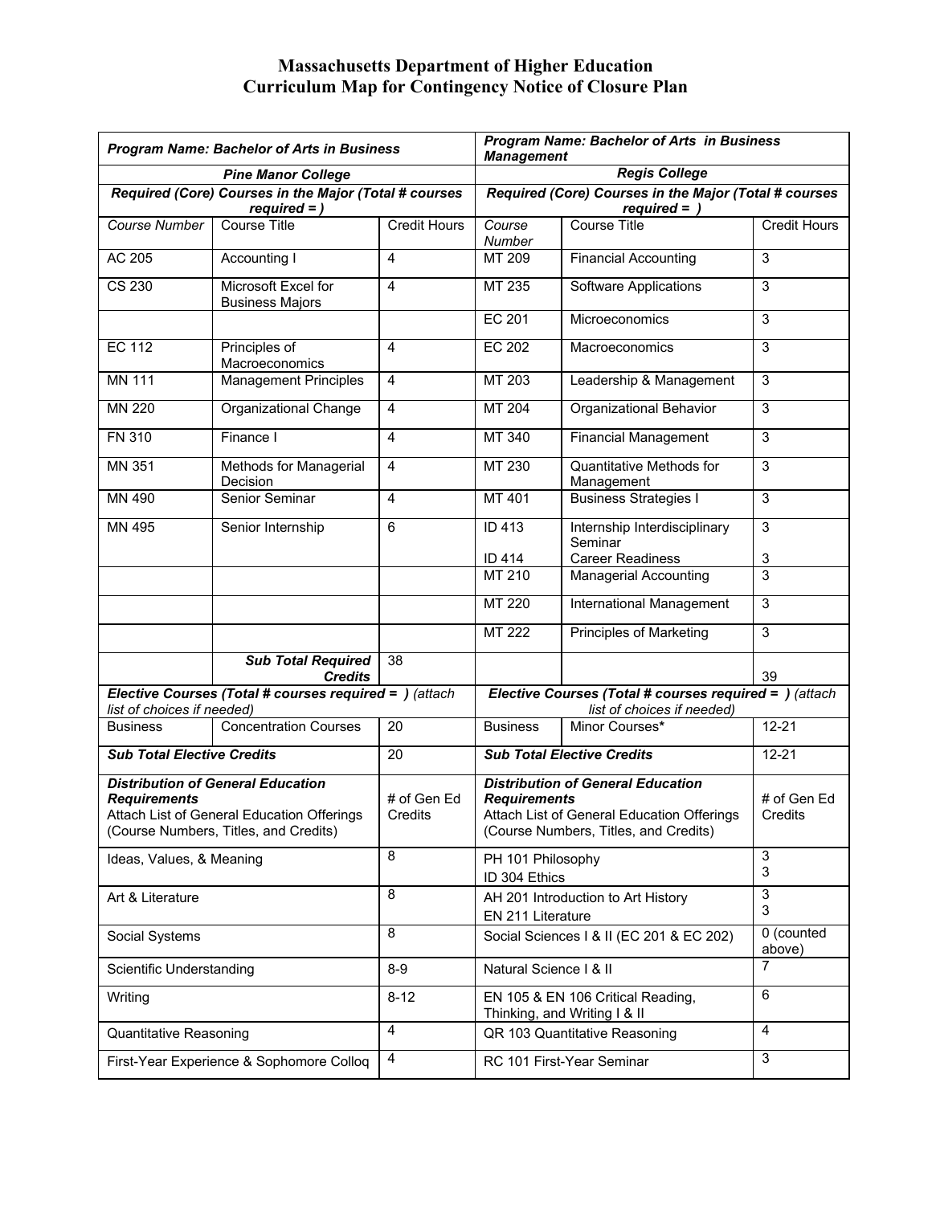# Massachusetts Department of Higher Education
## Curriculum Map for Contingency Notice of Closure Plan

| ***Program Name: Bachelor of Arts in Business*** | | | ***Program Name: Bachelor of Arts in Business Management*** | | |
|---|---|---|---|---|---|
| ***Pine Manor College*** | | | ***Regis College*** | | |
| ***Required (Core) Courses in the Major (Total # courses required = )*** | | | ***Required (Core) Courses in the Major (Total # courses required = )*** | | |
| *Course Number* | Course Title | Credit Hours | *Course Number* | Course Title | Credit Hours |
| AC 205 | Accounting I | 4 | MT 209 | Financial Accounting | 3 |
| CS 230 | Microsoft Excel for Business Majors | 4 | MT 235 | Software Applications | 3 |
| | | | EC 201 | Microeconomics | 3 |
| EC 112 | Principles of Macroeconomics | 4 | EC 202 | Macroeconomics | 3 |
| MN 111 | Management Principles | 4 | MT 203 | Leadership & Management | 3 |
| MN 220 | Organizational Change | 4 | MT 204 | Organizational Behavior | 3 |
| FN 310 | Finance I | 4 | MT 340 | Financial Management | 3 |
| MN 351 | Methods for Managerial Decision | 4 | MT 230 | Quantitative Methods for Management | 3 |
| MN 490 | Senior Seminar | 4 | MT 401 | Business Strategies I | 3 |
| MN 495 | Senior Internship | 6 | ID 413<br>ID 414 | Internship Interdisciplinary Seminar<br>Career Readiness | 3<br>3 |
| | | | MT 210 | Managerial Accounting | 3 |
| | | | MT 220 | International Management | 3 |
| | | | MT 222 | Principles of Marketing | 3 |
| | ***Sub Total Required Credits*** | 38 | | | 39 |
| ***Elective Courses (Total # courses required = )*** *(attach list of choices if needed)* | | | ***Elective Courses (Total # courses required = )*** *(attach list of choices if needed)* | | |
| Business | Concentration Courses | 20 | Business | Minor Courses* | 12-21 |
| ***Sub Total Elective Credits*** | | 20 | ***Sub Total Elective Credits*** | | 12-21 |
| ***Distribution of General Education Requirements*** Attach List of General Education Offerings (Course Numbers, Titles, and Credits) | | # of Gen Ed Credits | ***Distribution of General Education Requirements*** Attach List of General Education Offerings (Course Numbers, Titles, and Credits) | | # of Gen Ed Credits |
| Ideas, Values, & Meaning | | 8 | PH 101 Philosophy<br>ID 304 Ethics | | 3<br>3 |
| Art & Literature | | 8 | AH 201 Introduction to Art History<br>EN 211 Literature | | 3<br>3 |
| Social Systems | | 8 | Social Sciences I & II (EC 201 & EC 202) | | 0 (counted above) |
| Scientific Understanding | | 8-9 | Natural Science I & II | | 7 |
| Writing | | 8-12 | EN 105 & EN 106 Critical Reading, Thinking, and Writing I & II | | 6 |
| Quantitative Reasoning | | 4 | QR 103 Quantitative Reasoning | | 4 |
| First-Year Experience & Sophomore Colloq | | 4 | RC 101 First-Year Seminar | | 3 |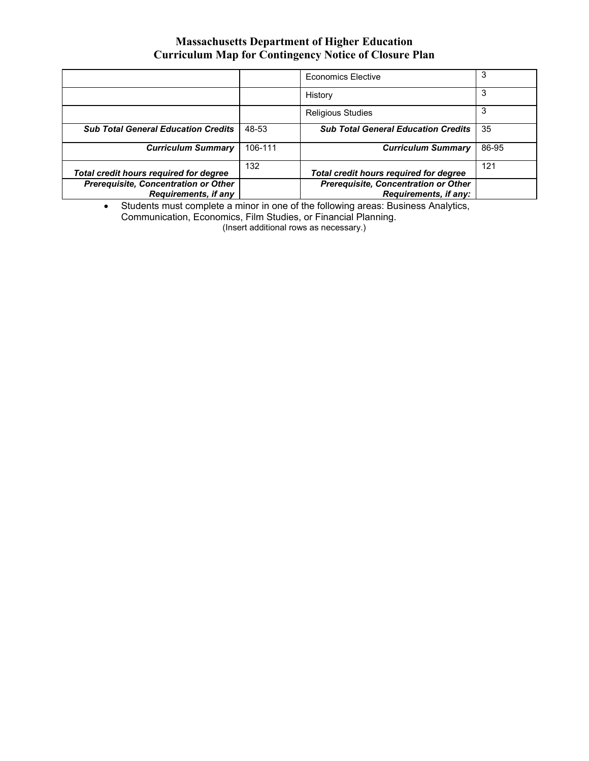# Massachusetts Department of Higher Education
## Curriculum Map for Contingency Notice of Closure Plan

| | | | |
|---|---|---|---|
| | | Economics Elective | 3 |
| | | History | 3 |
| | | Religious Studies | 3 |
| ***Sub Total General Education Credits*** | 48-53 | ***Sub Total General Education Credits*** | 35 |
| ***Curriculum Summary*** | 106-111 | ***Curriculum Summary*** | 86-95 |
| ***Total credit hours required for degree*** | 132 | ***Total credit hours required for degree*** | 121 |
| ***Prerequisite, Concentration or Other Requirements, if any*** | | ***Prerequisite, Concentration or Other Requirements, if any:*** | |

- Students must complete a minor in one of the following areas: Business Analytics, Communication, Economics, Film Studies, or Financial Planning.

(Insert additional rows as necessary.)